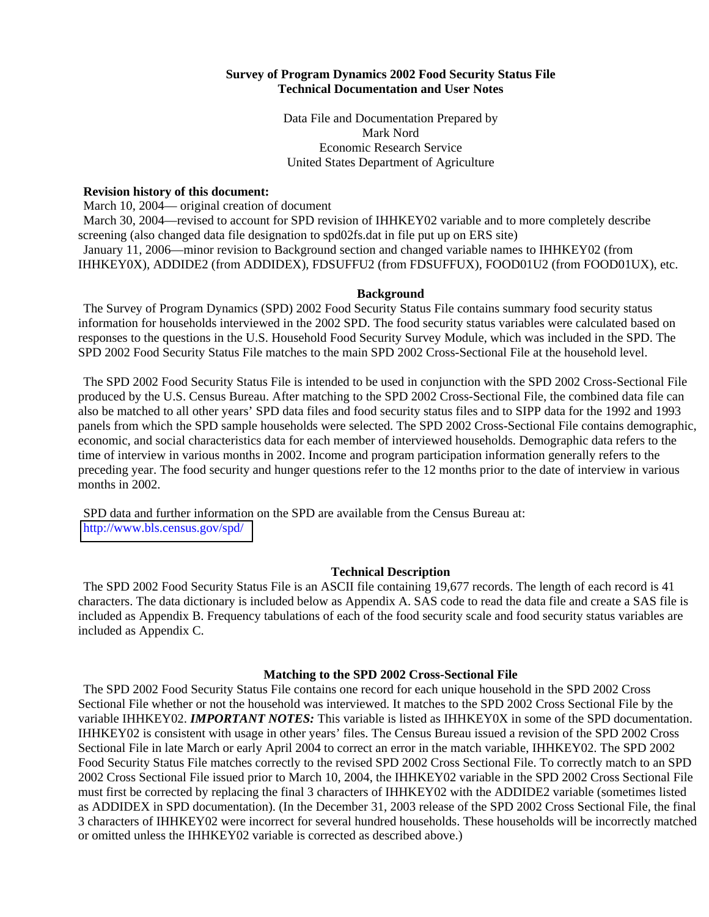**Survey of Program Dynamics 2002 Food Security Status File**
**Technical Documentation and User Notes**

Data File and Documentation Prepared by
Mark Nord
Economic Research Service
United States Department of Agriculture

**Revision history of this document:**

March 10, 2004— original creation of document

March 30, 2004—revised to account for SPD revision of IHHKEY02 variable and to more completely describe screening (also changed data file designation to spd02fs.dat in file put up on ERS site)

January 11, 2006—minor revision to Background section and changed variable names to IHHKEY02 (from IHHKEY0X), ADDIDE2 (from ADDIDEX), FDSUFFU2 (from FDSUFFUX), FOOD01U2 (from FOOD01UX), etc.

## Background

The Survey of Program Dynamics (SPD) 2002 Food Security Status File contains summary food security status information for households interviewed in the 2002 SPD. The food security status variables were calculated based on responses to the questions in the U.S. Household Food Security Survey Module, which was included in the SPD. The SPD 2002 Food Security Status File matches to the main SPD 2002 Cross-Sectional File at the household level.

The SPD 2002 Food Security Status File is intended to be used in conjunction with the SPD 2002 Cross-Sectional File produced by the U.S. Census Bureau. After matching to the SPD 2002 Cross-Sectional File, the combined data file can also be matched to all other years' SPD data files and food security status files and to SIPP data for the 1992 and 1993 panels from which the SPD sample households were selected. The SPD 2002 Cross-Sectional File contains demographic, economic, and social characteristics data for each member of interviewed households. Demographic data refers to the time of interview in various months in 2002. Income and program participation information generally refers to the preceding year. The food security and hunger questions refer to the 12 months prior to the date of interview in various months in 2002.

SPD data and further information on the SPD are available from the Census Bureau at:
http://www.bls.census.gov/spd/

## Technical Description

The SPD 2002 Food Security Status File is an ASCII file containing 19,677 records. The length of each record is 41 characters. The data dictionary is included below as Appendix A. SAS code to read the data file and create a SAS file is included as Appendix B. Frequency tabulations of each of the food security scale and food security status variables are included as Appendix C.

## Matching to the SPD 2002 Cross-Sectional File

The SPD 2002 Food Security Status File contains one record for each unique household in the SPD 2002 Cross Sectional File whether or not the household was interviewed. It matches to the SPD 2002 Cross Sectional File by the variable IHHKEY02. ***IMPORTANT NOTES:*** This variable is listed as IHHKEY0X in some of the SPD documentation. IHHKEY02 is consistent with usage in other years' files. The Census Bureau issued a revision of the SPD 2002 Cross Sectional File in late March or early April 2004 to correct an error in the match variable, IHHKEY02. The SPD 2002 Food Security Status File matches correctly to the revised SPD 2002 Cross Sectional File. To correctly match to an SPD 2002 Cross Sectional File issued prior to March 10, 2004, the IHHKEY02 variable in the SPD 2002 Cross Sectional File must first be corrected by replacing the final 3 characters of IHHKEY02 with the ADDIDE2 variable (sometimes listed as ADDIDEX in SPD documentation). (In the December 31, 2003 release of the SPD 2002 Cross Sectional File, the final 3 characters of IHHKEY02 were incorrect for several hundred households. These households will be incorrectly matched or omitted unless the IHHKEY02 variable is corrected as described above.)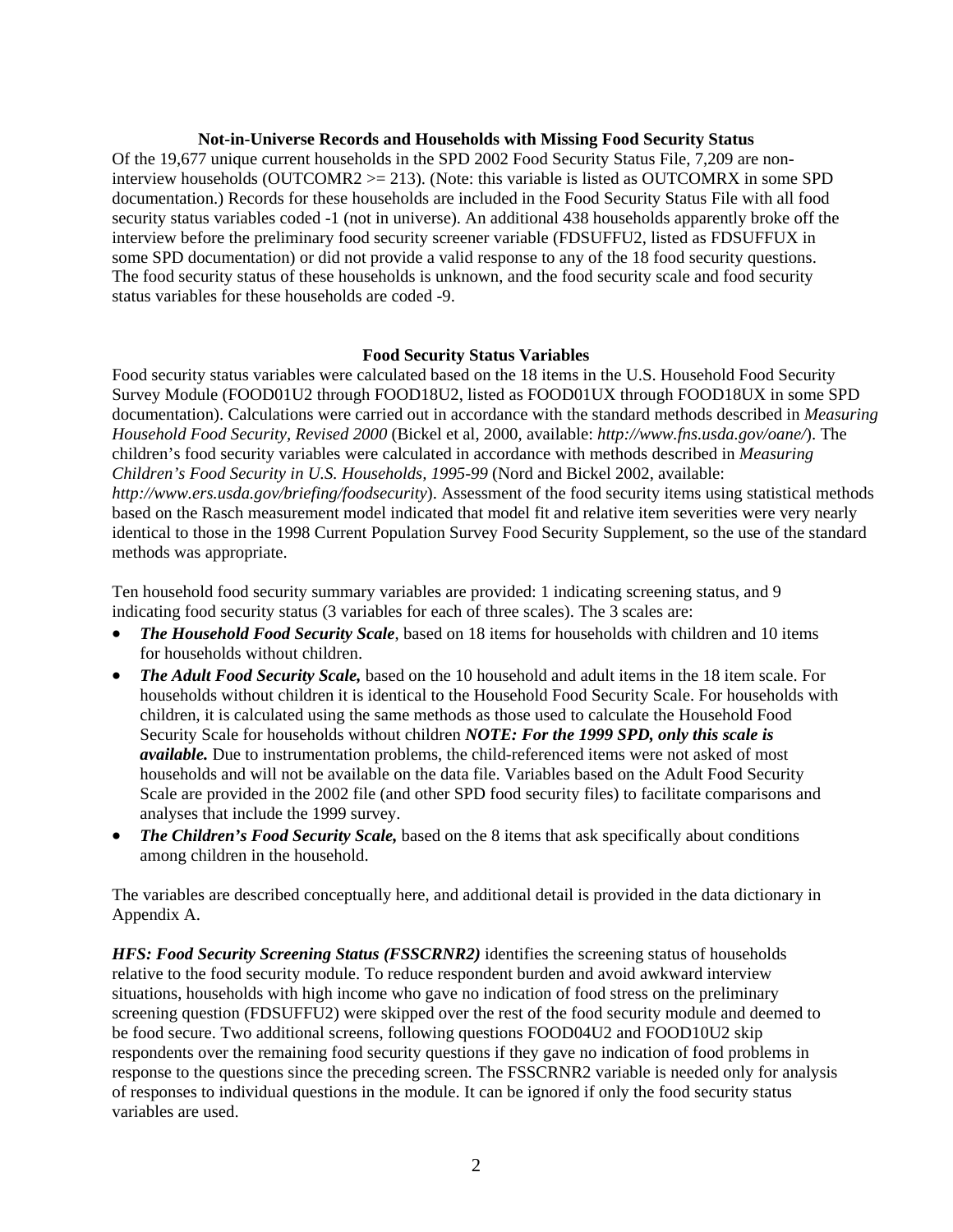## Not-in-Universe Records and Households with Missing Food Security Status

Of the 19,677 unique current households in the SPD 2002 Food Security Status File, 7,209 are non-interview households (OUTCOMR2 >= 213). (Note: this variable is listed as OUTCOMRX in some SPD documentation.) Records for these households are included in the Food Security Status File with all food security status variables coded -1 (not in universe). An additional 438 households apparently broke off the interview before the preliminary food security screener variable (FDSUFFU2, listed as FDSUFFUX in some SPD documentation) or did not provide a valid response to any of the 18 food security questions. The food security status of these households is unknown, and the food security scale and food security status variables for these households are coded -9.

## Food Security Status Variables

Food security status variables were calculated based on the 18 items in the U.S. Household Food Security Survey Module (FOOD01U2 through FOOD18U2, listed as FOOD01UX through FOOD18UX in some SPD documentation). Calculations were carried out in accordance with the standard methods described in *Measuring Household Food Security, Revised 2000* (Bickel et al, 2000, available: *http://www.fns.usda.gov/oane/*). The children's food security variables were calculated in accordance with methods described in *Measuring Children's Food Security in U.S. Households, 1995-99* (Nord and Bickel 2002, available: *http://www.ers.usda.gov/briefing/foodsecurity*). Assessment of the food security items using statistical methods based on the Rasch measurement model indicated that model fit and relative item severities were very nearly identical to those in the 1998 Current Population Survey Food Security Supplement, so the use of the standard methods was appropriate.

Ten household food security summary variables are provided: 1 indicating screening status, and 9 indicating food security status (3 variables for each of three scales). The 3 scales are:

- ***The Household Food Security Scale***, based on 18 items for households with children and 10 items for households without children.
- ***The Adult Food Security Scale,*** based on the 10 household and adult items in the 18 item scale. For households without children it is identical to the Household Food Security Scale. For households with children, it is calculated using the same methods as those used to calculate the Household Food Security Scale for households without children ***NOTE: For the 1999 SPD, only this scale is available.*** Due to instrumentation problems, the child-referenced items were not asked of most households and will not be available on the data file. Variables based on the Adult Food Security Scale are provided in the 2002 file (and other SPD food security files) to facilitate comparisons and analyses that include the 1999 survey.
- ***The Children's Food Security Scale,*** based on the 8 items that ask specifically about conditions among children in the household.

The variables are described conceptually here, and additional detail is provided in the data dictionary in Appendix A.

***HFS: Food Security Screening Status (FSSCRNR2)*** identifies the screening status of households relative to the food security module. To reduce respondent burden and avoid awkward interview situations, households with high income who gave no indication of food stress on the preliminary screening question (FDSUFFU2) were skipped over the rest of the food security module and deemed to be food secure. Two additional screens, following questions FOOD04U2 and FOOD10U2 skip respondents over the remaining food security questions if they gave no indication of food problems in response to the questions since the preceding screen. The FSSCRNR2 variable is needed only for analysis of responses to individual questions in the module. It can be ignored if only the food security status variables are used.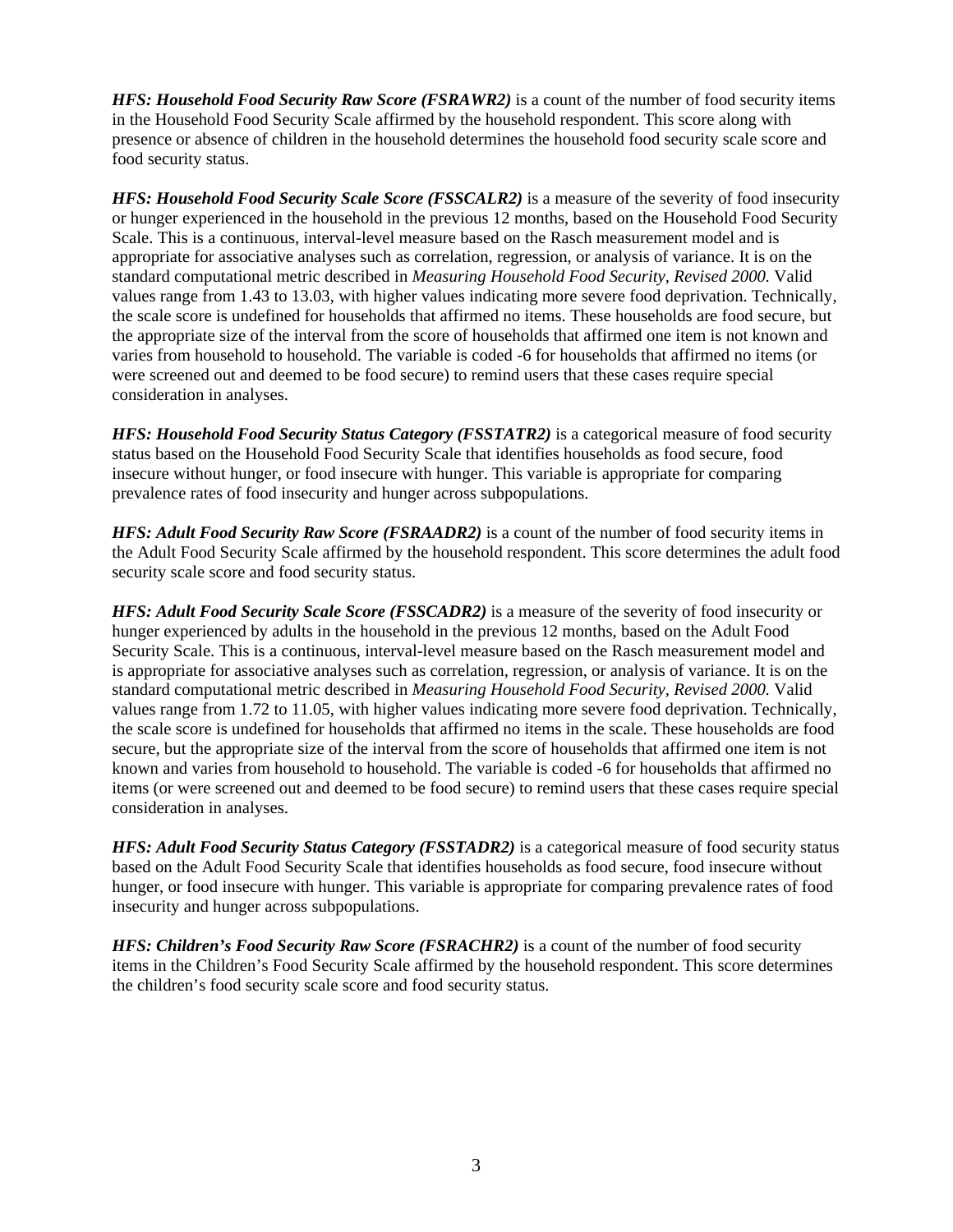***HFS: Household Food Security Raw Score (FSRAWR2)*** is a count of the number of food security items in the Household Food Security Scale affirmed by the household respondent. This score along with presence or absence of children in the household determines the household food security scale score and food security status.

***HFS: Household Food Security Scale Score (FSSCALR2)*** is a measure of the severity of food insecurity or hunger experienced in the household in the previous 12 months, based on the Household Food Security Scale. This is a continuous, interval-level measure based on the Rasch measurement model and is appropriate for associative analyses such as correlation, regression, or analysis of variance. It is on the standard computational metric described in *Measuring Household Food Security, Revised 2000.* Valid values range from 1.43 to 13.03, with higher values indicating more severe food deprivation. Technically, the scale score is undefined for households that affirmed no items. These households are food secure, but the appropriate size of the interval from the score of households that affirmed one item is not known and varies from household to household. The variable is coded -6 for households that affirmed no items (or were screened out and deemed to be food secure) to remind users that these cases require special consideration in analyses.

***HFS: Household Food Security Status Category (FSSTATR2)*** is a categorical measure of food security status based on the Household Food Security Scale that identifies households as food secure, food insecure without hunger, or food insecure with hunger. This variable is appropriate for comparing prevalence rates of food insecurity and hunger across subpopulations.

***HFS: Adult Food Security Raw Score (FSRAADR2)*** is a count of the number of food security items in the Adult Food Security Scale affirmed by the household respondent. This score determines the adult food security scale score and food security status.

***HFS: Adult Food Security Scale Score (FSSCADR2)*** is a measure of the severity of food insecurity or hunger experienced by adults in the household in the previous 12 months, based on the Adult Food Security Scale. This is a continuous, interval-level measure based on the Rasch measurement model and is appropriate for associative analyses such as correlation, regression, or analysis of variance. It is on the standard computational metric described in *Measuring Household Food Security, Revised 2000.* Valid values range from 1.72 to 11.05, with higher values indicating more severe food deprivation. Technically, the scale score is undefined for households that affirmed no items in the scale. These households are food secure, but the appropriate size of the interval from the score of households that affirmed one item is not known and varies from household to household. The variable is coded -6 for households that affirmed no items (or were screened out and deemed to be food secure) to remind users that these cases require special consideration in analyses.

***HFS: Adult Food Security Status Category (FSSTADR2)*** is a categorical measure of food security status based on the Adult Food Security Scale that identifies households as food secure, food insecure without hunger, or food insecure with hunger. This variable is appropriate for comparing prevalence rates of food insecurity and hunger across subpopulations.

***HFS: Children's Food Security Raw Score (FSRACHR2)*** is a count of the number of food security items in the Children's Food Security Scale affirmed by the household respondent. This score determines the children's food security scale score and food security status.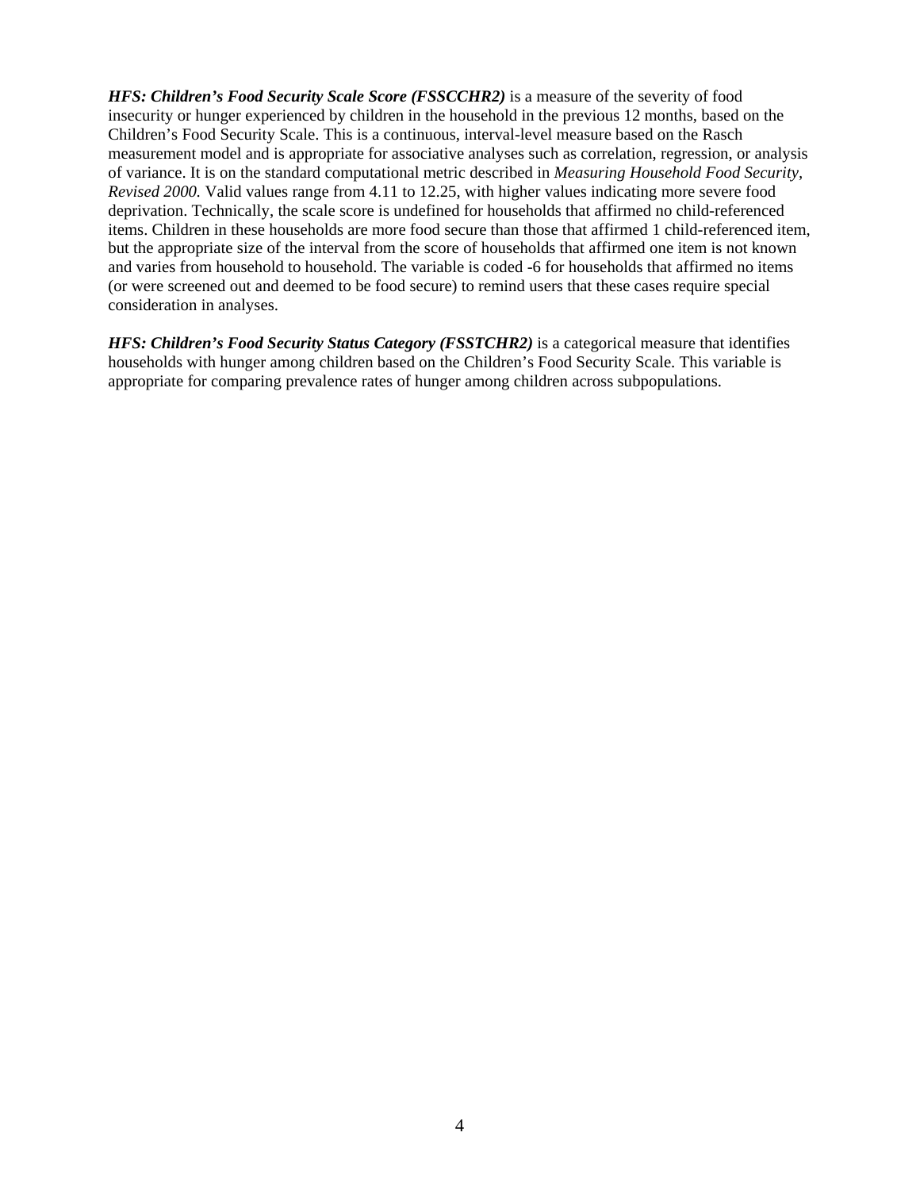***HFS: Children's Food Security Scale Score (FSSCCHR2)*** is a measure of the severity of food insecurity or hunger experienced by children in the household in the previous 12 months, based on the Children's Food Security Scale. This is a continuous, interval-level measure based on the Rasch measurement model and is appropriate for associative analyses such as correlation, regression, or analysis of variance. It is on the standard computational metric described in *Measuring Household Food Security, Revised 2000.* Valid values range from 4.11 to 12.25, with higher values indicating more severe food deprivation. Technically, the scale score is undefined for households that affirmed no child-referenced items. Children in these households are more food secure than those that affirmed 1 child-referenced item, but the appropriate size of the interval from the score of households that affirmed one item is not known and varies from household to household. The variable is coded -6 for households that affirmed no items (or were screened out and deemed to be food secure) to remind users that these cases require special consideration in analyses.

***HFS: Children's Food Security Status Category (FSSTCHR2)*** is a categorical measure that identifies households with hunger among children based on the Children's Food Security Scale. This variable is appropriate for comparing prevalence rates of hunger among children across subpopulations.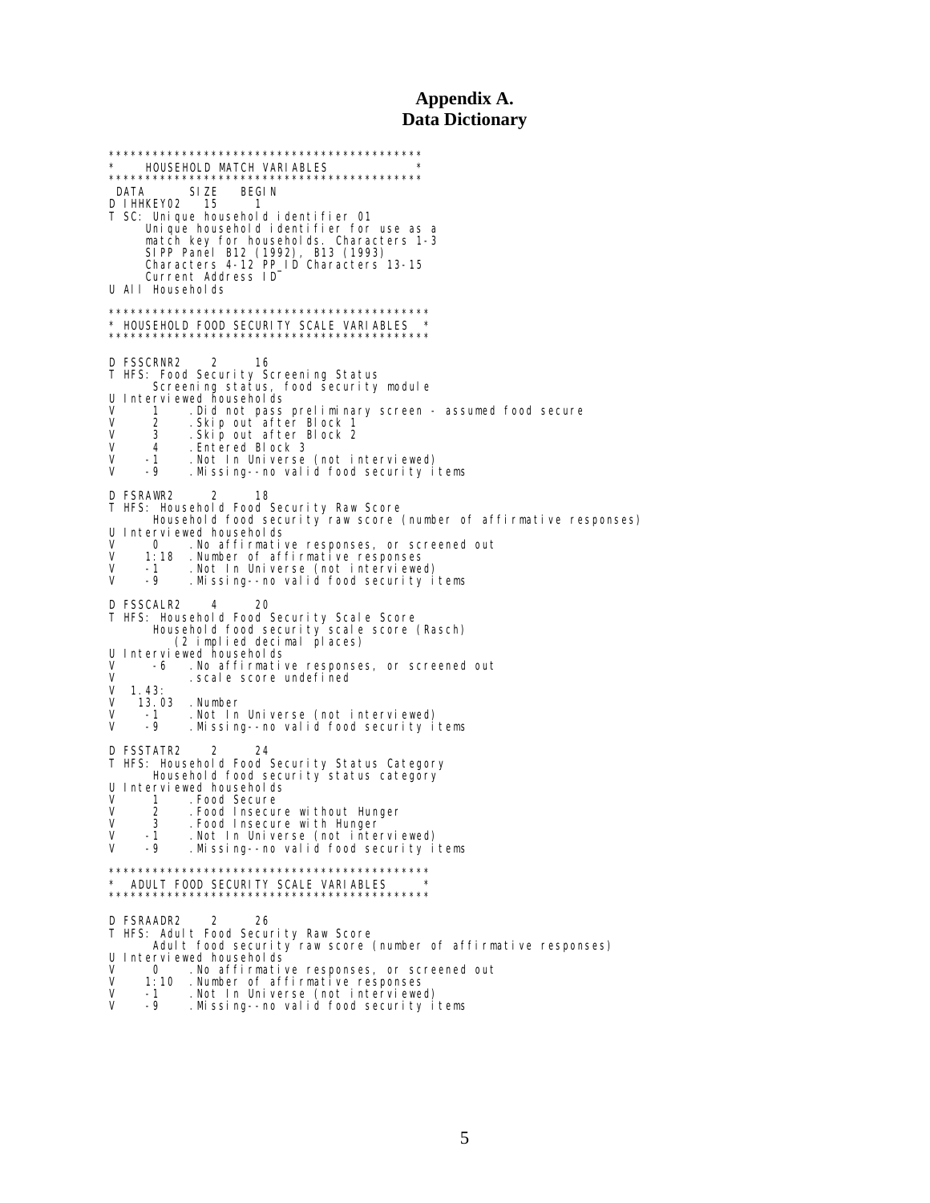# Appendix A.
# Data Dictionary

```
********************************************
*     HOUSEHOLD MATCH VARIABLES            *
********************************************
 DATA       SIZE    BEGIN
D IHHKEY02   15      1
T SC: Unique household identifier 01
     Unique household identifier for use as a
     match key for households. Characters 1-3
     SIPP Panel B12 (1992), B13 (1993)
     Characters 4-12 PP_ID Characters 13-15
     Current Address ID
U All Households

********************************************
* HOUSEHOLD FOOD SECURITY SCALE VARIABLES  *
********************************************

D FSSCRNR2     2      16
T HFS: Food Security Screening Status
       Screening status, food security module
U Interviewed households
V      1     .Did not pass preliminary screen - assumed food secure
V      2     .Skip out after Block 1
V      3     .Skip out after Block 2
V      4     .Entered Block 3
V     -1     .Not In Universe (not interviewed)
V     -9     .Missing--no valid food security items

D FSRAWR2      2      18
T HFS: Household Food Security Raw Score
       Household food security raw score (number of affirmative responses)
U Interviewed households
V      0     .No affirmative responses, or screened out
V    1:18    .Number of affirmative responses
V     -1     .Not In Universe (not interviewed)
V     -9     .Missing--no valid food security items

D FSSCALR2     4      20
T HFS: Household Food Security Scale Score
       Household food security scale score (Rasch)
          (2 implied decimal places)
U Interviewed households
V     -6     .No affirmative responses, or screened out
V            .scale score undefined
V  1.43:
V   13.03   .Number
V     -1     .Not In Universe (not interviewed)
V     -9     .Missing--no valid food security items

D FSSTATR2     2      24
T HFS: Household Food Security Status Category
       Household food security status category
U Interviewed households
V      1     .Food Secure
V      2     .Food Insecure without Hunger
V      3     .Food Insecure with Hunger
V     -1     .Not In Universe (not interviewed)
V     -9     .Missing--no valid food security items

********************************************
*  ADULT FOOD SECURITY SCALE VARIABLES     *
********************************************

D FSRAADR2     2      26
T HFS: Adult Food Security Raw Score
       Adult food security raw score (number of affirmative responses)
U Interviewed households
V      0     .No affirmative responses, or screened out
V    1:10    .Number of affirmative responses
V     -1     .Not In Universe (not interviewed)
V     -9     .Missing--no valid food security items
```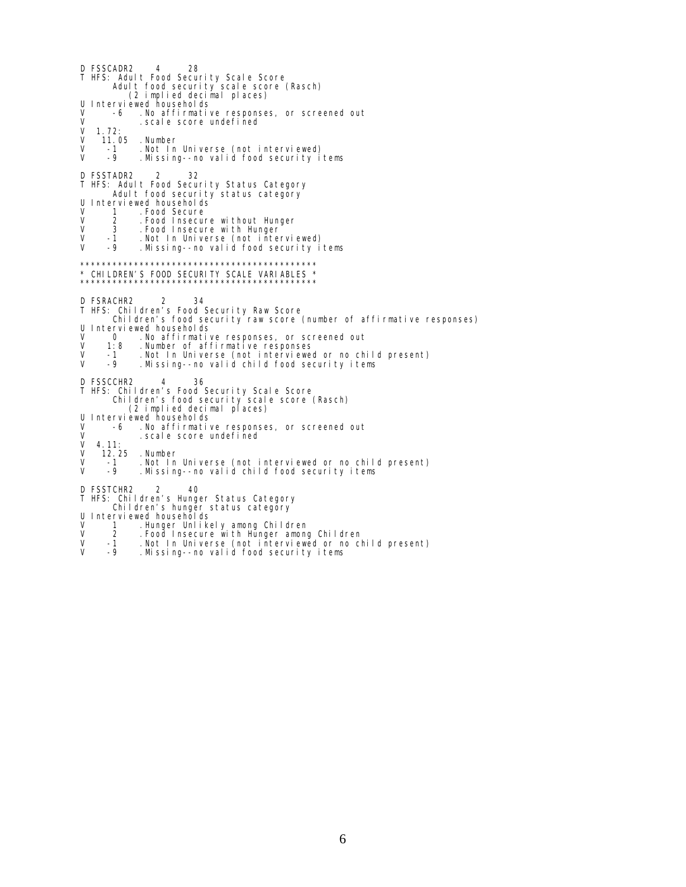```
D FSSCADR2     4      28
T HFS: Adult Food Security Scale Score
       Adult food security scale score (Rasch)
          (2 implied decimal places)
U Interviewed households
V      -6   .No affirmative responses, or screened out
V           .scale score undefined
V  1.72:
V   11.05   .Number
V    -1     .Not In Universe (not interviewed)
V    -9     .Missing--no valid food security items

D FSSTADR2     2      32
T HFS: Adult Food Security Status Category
       Adult food security status category
U Interviewed households
V     1     .Food Secure
V     2     .Food Insecure without Hunger
V     3     .Food Insecure with Hunger
V    -1     .Not In Universe (not interviewed)
V    -9     .Missing--no valid food security items

*********************************************
* CHILDREN'S FOOD SECURITY SCALE VARIABLES *
*********************************************

D FSRACHR2      2      34
T HFS: Children's Food Security Raw Score
       Children's food security raw score (number of affirmative responses)
U Interviewed households
V     0     .No affirmative responses, or screened out
V    1:8    .Number of affirmative responses
V    -1     .Not In Universe (not interviewed or no child present)
V    -9     .Missing--no valid child food security items

D FSSCCHR2      4      36
T HFS: Children's Food Security Scale Score
       Children's food security scale score (Rasch)
          (2 implied decimal places)
U Interviewed households
V      -6   .No affirmative responses, or screened out
V           .scale score undefined
V  4.11:
V   12.25   .Number
V    -1     .Not In Universe (not interviewed or no child present)
V    -9     .Missing--no valid child food security items

D FSSTCHR2     2      40
T HFS: Children's Hunger Status Category
       Children's hunger status category
U Interviewed households
V     1     .Hunger Unlikely among Children
V     2     .Food Insecure with Hunger among Children
V    -1     .Not In Universe (not interviewed or no child present)
V    -9     .Missing--no valid food security items
```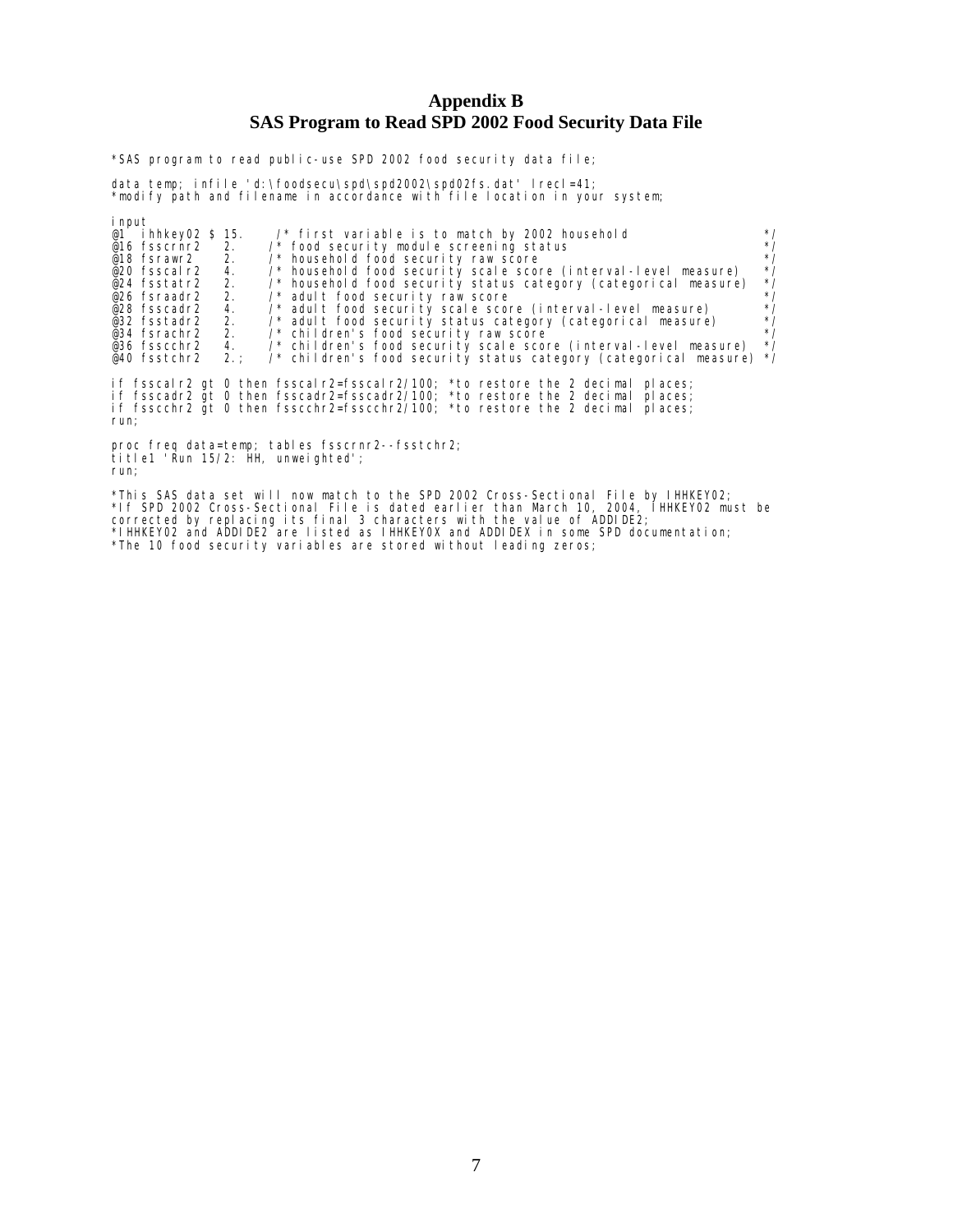# Appendix B
# SAS Program to Read SPD 2002 Food Security Data File

```
*SAS program to read public-use SPD 2002 food security data file;

data temp; infile 'd:\foodsecu\spd\spd2002\spd02fs.dat' lrecl=41;
*modify path and filename in accordance with file location in your system;

input
@1  ihhkey02 $ 15.    /* first variable is to match by 2002 household                    */
@16 fsscrnr2   2.     /* food security module screening status                           */
@18 fsrawr2    2.     /* household food security raw score                               */
@20 fsscalr2   4.     /* household food security scale score (interval-level measure)    */
@24 fsstatr2   2.     /* household food security status category (categorical measure)   */
@26 fsraadr2   2.     /* adult food security raw score                                   */
@28 fsscadr2   4.     /* adult food security scale score (interval-level measure)        */
@32 fsstadr2   2.     /* adult food security status category (categorical measure)       */
@34 fsrachr2   2.     /* children's food security raw score                              */
@36 fsscchr2   4.     /* children's food security scale score (interval-level measure)   */
@40 fsstchr2   2.;    /* children's food security status category (categorical measure)  */

if fsscalr2 gt 0 then fsscalr2=fsscalr2/100; *to restore the 2 decimal places;
if fsscadr2 gt 0 then fsscadr2=fsscadr2/100; *to restore the 2 decimal places;
if fsscchr2 gt 0 then fsscchr2=fsscchr2/100; *to restore the 2 decimal places;
run;

proc freq data=temp; tables fsscrnr2--fsstchr2;
title1 'Run 15/2: HH, unweighted';
run;

*This SAS data set will now match to the SPD 2002 Cross-Sectional File by IHHKEY02;
*If SPD 2002 Cross-Sectional File is dated earlier than March 10, 2004, IHHKEY02 must be
corrected by replacing its final 3 characters with the value of ADDIDE2;
*IHHKEY02 and ADDIDE2 are listed as IHHKEY0X and ADDIDEX in some SPD documentation;
*The 10 food security variables are stored without leading zeros;
```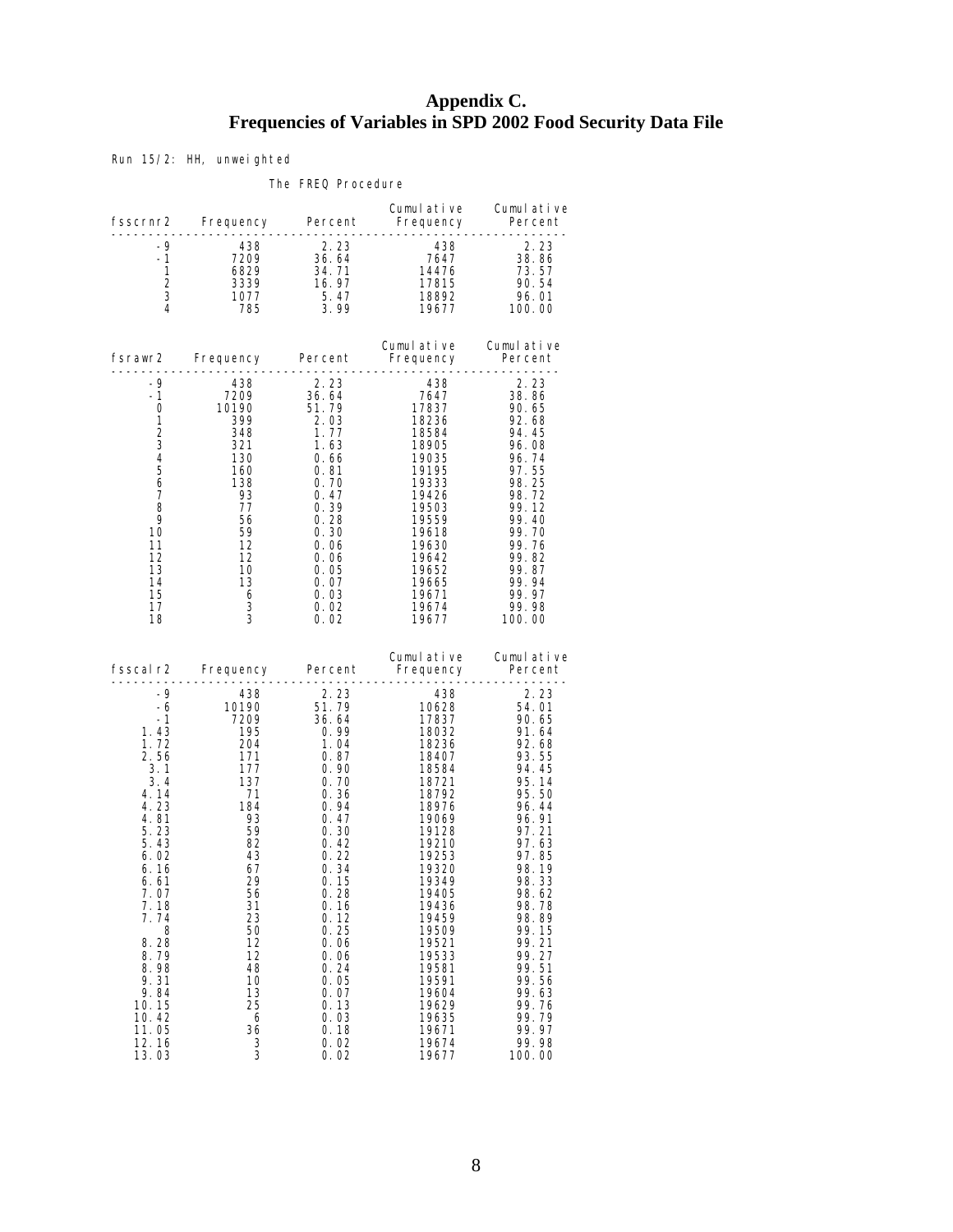# Appendix C.
# Frequencies of Variables in SPD 2002 Food Security Data File

Run 15/2: HH, unweighted

The FREQ Procedure

| fsscrnr2 | Frequency | Percent | Cumulative Frequency | Cumulative Percent |
|---|---|---|---|---|
| -9 | 438 | 2.23 | 438 | 2.23 |
| -1 | 7209 | 36.64 | 7647 | 38.86 |
| 1 | 6829 | 34.71 | 14476 | 73.57 |
| 2 | 3339 | 16.97 | 17815 | 90.54 |
| 3 | 1077 | 5.47 | 18892 | 96.01 |
| 4 | 785 | 3.99 | 19677 | 100.00 |

| fsrawr2 | Frequency | Percent | Cumulative Frequency | Cumulative Percent |
|---|---|---|---|---|
| -9 | 438 | 2.23 | 438 | 2.23 |
| -1 | 7209 | 36.64 | 7647 | 38.86 |
| 0 | 10190 | 51.79 | 17837 | 90.65 |
| 1 | 399 | 2.03 | 18236 | 92.68 |
| 2 | 348 | 1.77 | 18584 | 94.45 |
| 3 | 321 | 1.63 | 18905 | 96.08 |
| 4 | 130 | 0.66 | 19035 | 96.74 |
| 5 | 160 | 0.81 | 19195 | 97.55 |
| 6 | 138 | 0.70 | 19333 | 98.25 |
| 7 | 93 | 0.47 | 19426 | 98.72 |
| 8 | 77 | 0.39 | 19503 | 99.12 |
| 9 | 56 | 0.28 | 19559 | 99.40 |
| 10 | 59 | 0.30 | 19618 | 99.70 |
| 11 | 12 | 0.06 | 19630 | 99.76 |
| 12 | 12 | 0.06 | 19642 | 99.82 |
| 13 | 10 | 0.05 | 19652 | 99.87 |
| 14 | 13 | 0.07 | 19665 | 99.94 |
| 15 | 6 | 0.03 | 19671 | 99.97 |
| 17 | 3 | 0.02 | 19674 | 99.98 |
| 18 | 3 | 0.02 | 19677 | 100.00 |

| fsscalr2 | Frequency | Percent | Cumulative Frequency | Cumulative Percent |
|---|---|---|---|---|
| -9 | 438 | 2.23 | 438 | 2.23 |
| -6 | 10190 | 51.79 | 10628 | 54.01 |
| -1 | 7209 | 36.64 | 17837 | 90.65 |
| 1.43 | 195 | 0.99 | 18032 | 91.64 |
| 1.72 | 204 | 1.04 | 18236 | 92.68 |
| 2.56 | 171 | 0.87 | 18407 | 93.55 |
| 3.1 | 177 | 0.90 | 18584 | 94.45 |
| 3.4 | 137 | 0.70 | 18721 | 95.14 |
| 4.14 | 71 | 0.36 | 18792 | 95.50 |
| 4.23 | 184 | 0.94 | 18976 | 96.44 |
| 4.81 | 93 | 0.47 | 19069 | 96.91 |
| 5.23 | 59 | 0.30 | 19128 | 97.21 |
| 5.43 | 82 | 0.42 | 19210 | 97.63 |
| 6.02 | 43 | 0.22 | 19253 | 97.85 |
| 6.16 | 67 | 0.34 | 19320 | 98.19 |
| 6.61 | 29 | 0.15 | 19349 | 98.33 |
| 7.07 | 56 | 0.28 | 19405 | 98.62 |
| 7.18 | 31 | 0.16 | 19436 | 98.78 |
| 7.74 | 23 | 0.12 | 19459 | 98.89 |
| 8 | 50 | 0.25 | 19509 | 99.15 |
| 8.28 | 12 | 0.06 | 19521 | 99.21 |
| 8.79 | 12 | 0.06 | 19533 | 99.27 |
| 8.98 | 48 | 0.24 | 19581 | 99.51 |
| 9.31 | 10 | 0.05 | 19591 | 99.56 |
| 9.84 | 13 | 0.07 | 19604 | 99.63 |
| 10.15 | 25 | 0.13 | 19629 | 99.76 |
| 10.42 | 6 | 0.03 | 19635 | 99.79 |
| 11.05 | 36 | 0.18 | 19671 | 99.97 |
| 12.16 | 3 | 0.02 | 19674 | 99.98 |
| 13.03 | 3 | 0.02 | 19677 | 100.00 |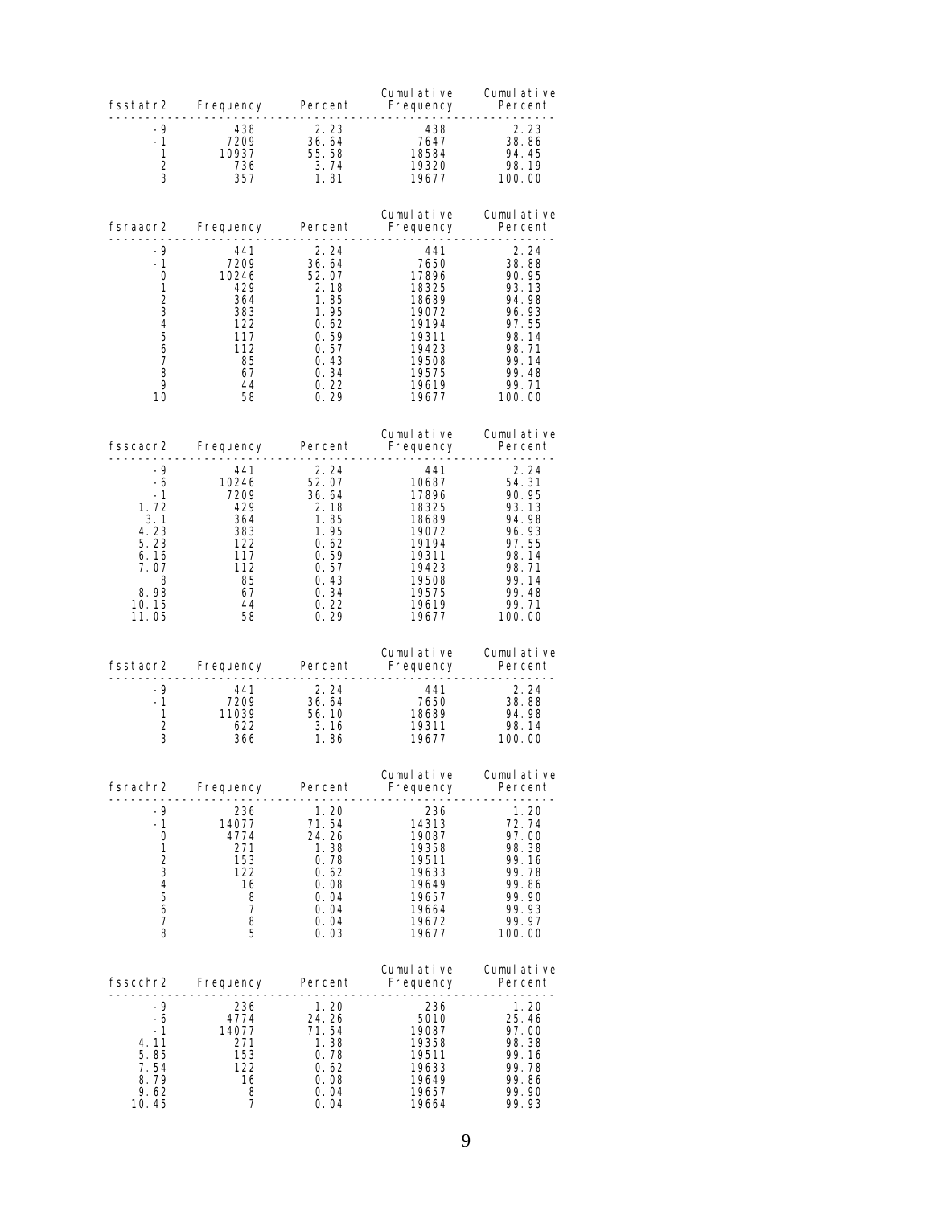| fsstatr2 | Frequency | Percent | Cumulative Frequency | Cumulative Percent |
|---|---|---|---|---|
| -9 | 438 | 2.23 | 438 | 2.23 |
| -1 | 7209 | 36.64 | 7647 | 38.86 |
| 1 | 10937 | 55.58 | 18584 | 94.45 |
| 2 | 736 | 3.74 | 19320 | 98.19 |
| 3 | 357 | 1.81 | 19677 | 100.00 |

| fsraadr2 | Frequency | Percent | Cumulative Frequency | Cumulative Percent |
|---|---|---|---|---|
| -9 | 441 | 2.24 | 441 | 2.24 |
| -1 | 7209 | 36.64 | 7650 | 38.88 |
| 0 | 10246 | 52.07 | 17896 | 90.95 |
| 1 | 429 | 2.18 | 18325 | 93.13 |
| 2 | 364 | 1.85 | 18689 | 94.98 |
| 3 | 383 | 1.95 | 19072 | 96.93 |
| 4 | 122 | 0.62 | 19194 | 97.55 |
| 5 | 117 | 0.59 | 19311 | 98.14 |
| 6 | 112 | 0.57 | 19423 | 98.71 |
| 7 | 85 | 0.43 | 19508 | 99.14 |
| 8 | 67 | 0.34 | 19575 | 99.48 |
| 9 | 44 | 0.22 | 19619 | 99.71 |
| 10 | 58 | 0.29 | 19677 | 100.00 |

| fsscadr2 | Frequency | Percent | Cumulative Frequency | Cumulative Percent |
|---|---|---|---|---|
| -9 | 441 | 2.24 | 441 | 2.24 |
| -6 | 10246 | 52.07 | 10687 | 54.31 |
| -1 | 7209 | 36.64 | 17896 | 90.95 |
| 1.72 | 429 | 2.18 | 18325 | 93.13 |
| 3.1 | 364 | 1.85 | 18689 | 94.98 |
| 4.23 | 383 | 1.95 | 19072 | 96.93 |
| 5.23 | 122 | 0.62 | 19194 | 97.55 |
| 6.16 | 117 | 0.59 | 19311 | 98.14 |
| 7.07 | 112 | 0.57 | 19423 | 98.71 |
| 8 | 85 | 0.43 | 19508 | 99.14 |
| 8.98 | 67 | 0.34 | 19575 | 99.48 |
| 10.15 | 44 | 0.22 | 19619 | 99.71 |
| 11.05 | 58 | 0.29 | 19677 | 100.00 |

| fsstadr2 | Frequency | Percent | Cumulative Frequency | Cumulative Percent |
|---|---|---|---|---|
| -9 | 441 | 2.24 | 441 | 2.24 |
| -1 | 7209 | 36.64 | 7650 | 38.88 |
| 1 | 11039 | 56.10 | 18689 | 94.98 |
| 2 | 622 | 3.16 | 19311 | 98.14 |
| 3 | 366 | 1.86 | 19677 | 100.00 |

| fsrachr2 | Frequency | Percent | Cumulative Frequency | Cumulative Percent |
|---|---|---|---|---|
| -9 | 236 | 1.20 | 236 | 1.20 |
| -1 | 14077 | 71.54 | 14313 | 72.74 |
| 0 | 4774 | 24.26 | 19087 | 97.00 |
| 1 | 271 | 1.38 | 19358 | 98.38 |
| 2 | 153 | 0.78 | 19511 | 99.16 |
| 3 | 122 | 0.62 | 19633 | 99.78 |
| 4 | 16 | 0.08 | 19649 | 99.86 |
| 5 | 8 | 0.04 | 19657 | 99.90 |
| 6 | 7 | 0.04 | 19664 | 99.93 |
| 7 | 8 | 0.04 | 19672 | 99.97 |
| 8 | 5 | 0.03 | 19677 | 100.00 |

| fsscchr2 | Frequency | Percent | Cumulative Frequency | Cumulative Percent |
|---|---|---|---|---|
| -9 | 236 | 1.20 | 236 | 1.20 |
| -6 | 4774 | 24.26 | 5010 | 25.46 |
| -1 | 14077 | 71.54 | 19087 | 97.00 |
| 4.11 | 271 | 1.38 | 19358 | 98.38 |
| 5.85 | 153 | 0.78 | 19511 | 99.16 |
| 7.54 | 122 | 0.62 | 19633 | 99.78 |
| 8.79 | 16 | 0.08 | 19649 | 99.86 |
| 9.62 | 8 | 0.04 | 19657 | 99.90 |
| 10.45 | 7 | 0.04 | 19664 | 99.93 |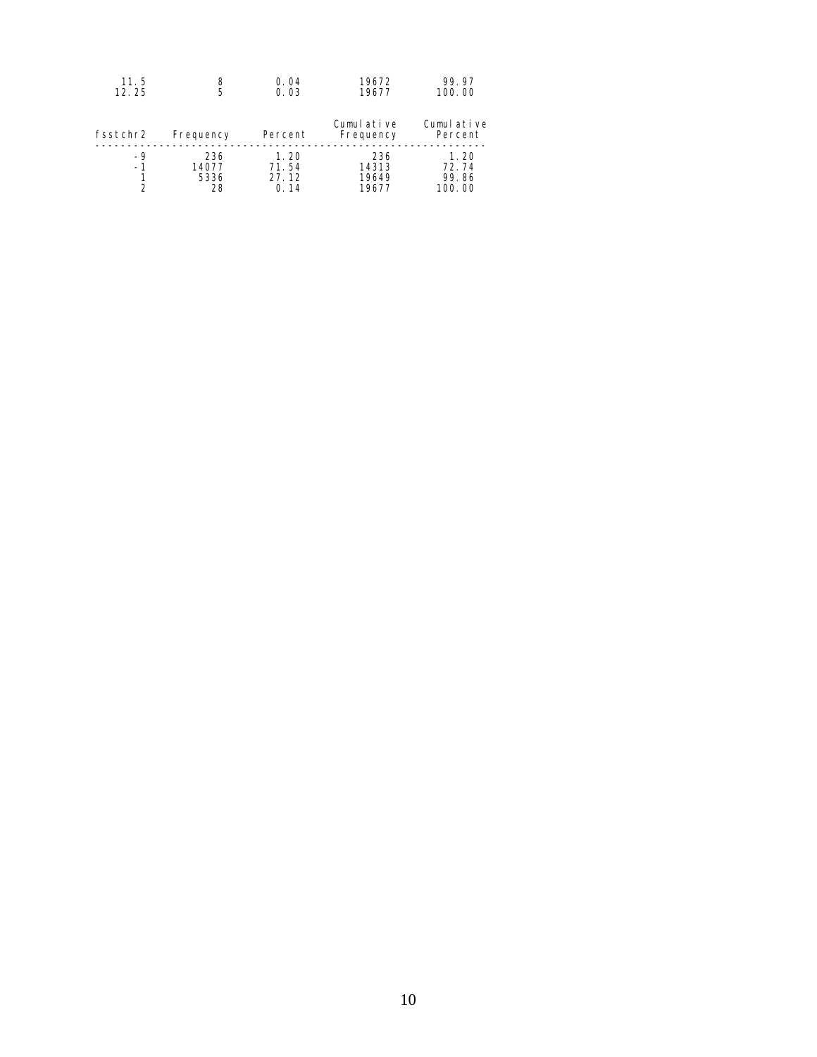| | | | | |
|---|---|---|---|---|
| 11.5 | 8 | 0.04 | 19672 | 99.97 |
| 12.25 | 5 | 0.03 | 19677 | 100.00 |

| fsstchr2 | Frequency | Percent | Cumulative Frequency | Cumulative Percent |
|---|---|---|---|---|
| -9 | 236 | 1.20 | 236 | 1.20 |
| -1 | 14077 | 71.54 | 14313 | 72.74 |
| 1 | 5336 | 27.12 | 19649 | 99.86 |
| 2 | 28 | 0.14 | 19677 | 100.00 |